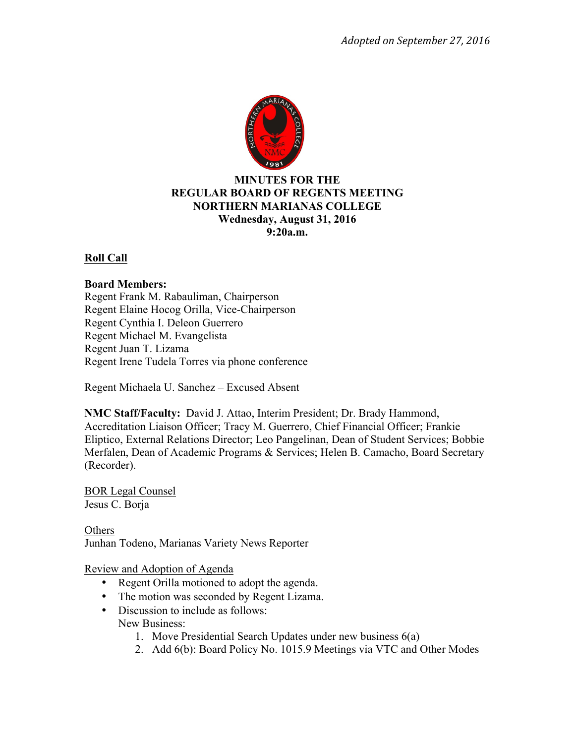*Adopted on September 27, 2016*

**MINUTES FOR THE**
**REGULAR BOARD OF REGENTS MEETING**
**NORTHERN MARIANAS COLLEGE**
**Wednesday, August 31, 2016**
**9:20a.m.**

## Roll Call

**Board Members:**
Regent Frank M. Rabauliman, Chairperson
Regent Elaine Hocog Orilla, Vice-Chairperson
Regent Cynthia I. Deleon Guerrero
Regent Michael M. Evangelista
Regent Juan T. Lizama
Regent Irene Tudela Torres via phone conference

Regent Michaela U. Sanchez – Excused Absent

**NMC Staff/Faculty:** David J. Attao, Interim President; Dr. Brady Hammond, Accreditation Liaison Officer; Tracy M. Guerrero, Chief Financial Officer; Frankie Eliptico, External Relations Director; Leo Pangelinan, Dean of Student Services; Bobbie Merfalen, Dean of Academic Programs & Services; Helen B. Camacho, Board Secretary (Recorder).

BOR Legal Counsel
Jesus C. Borja

Others
Junhan Todeno, Marianas Variety News Reporter

Review and Adoption of Agenda

- Regent Orilla motioned to adopt the agenda.
- The motion was seconded by Regent Lizama.
- Discussion to include as follows:
  New Business:
  1. Move Presidential Search Updates under new business 6(a)
  2. Add 6(b): Board Policy No. 1015.9 Meetings via VTC and Other Modes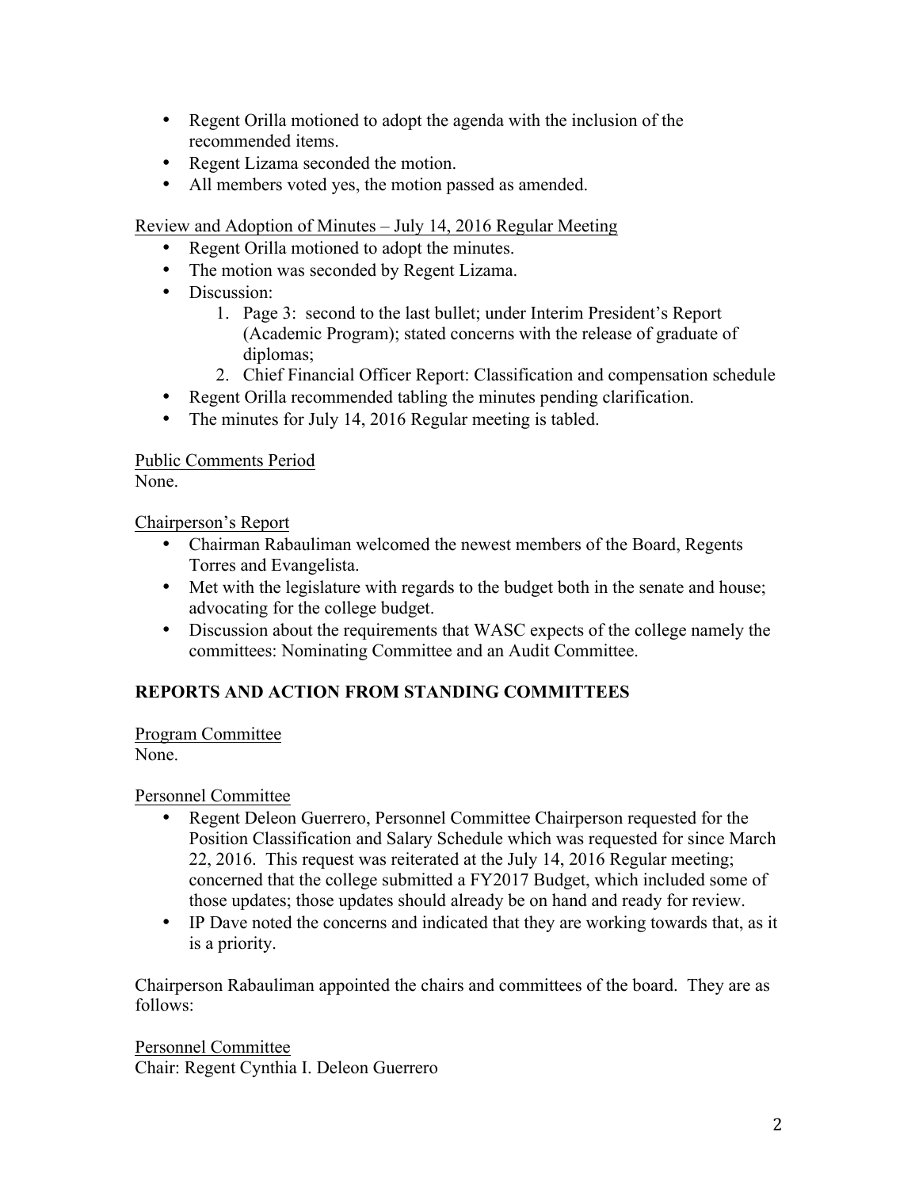- Regent Orilla motioned to adopt the agenda with the inclusion of the recommended items.
- Regent Lizama seconded the motion.
- All members voted yes, the motion passed as amended.

Review and Adoption of Minutes – July 14, 2016 Regular Meeting

- Regent Orilla motioned to adopt the minutes.
- The motion was seconded by Regent Lizama.
- Discussion:
    1. Page 3: second to the last bullet; under Interim President's Report (Academic Program); stated concerns with the release of graduate of diplomas;
    2. Chief Financial Officer Report: Classification and compensation schedule
- Regent Orilla recommended tabling the minutes pending clarification.
- The minutes for July 14, 2016 Regular meeting is tabled.

Public Comments Period

None.

Chairperson's Report

- Chairman Rabauliman welcomed the newest members of the Board, Regents Torres and Evangelista.
- Met with the legislature with regards to the budget both in the senate and house; advocating for the college budget.
- Discussion about the requirements that WASC expects of the college namely the committees: Nominating Committee and an Audit Committee.

**REPORTS AND ACTION FROM STANDING COMMITTEES**

Program Committee

None.

Personnel Committee

- Regent Deleon Guerrero, Personnel Committee Chairperson requested for the Position Classification and Salary Schedule which was requested for since March 22, 2016. This request was reiterated at the July 14, 2016 Regular meeting; concerned that the college submitted a FY2017 Budget, which included some of those updates; those updates should already be on hand and ready for review.
- IP Dave noted the concerns and indicated that they are working towards that, as it is a priority.

Chairperson Rabauliman appointed the chairs and committees of the board. They are as follows:

Personnel Committee

Chair: Regent Cynthia I. Deleon Guerrero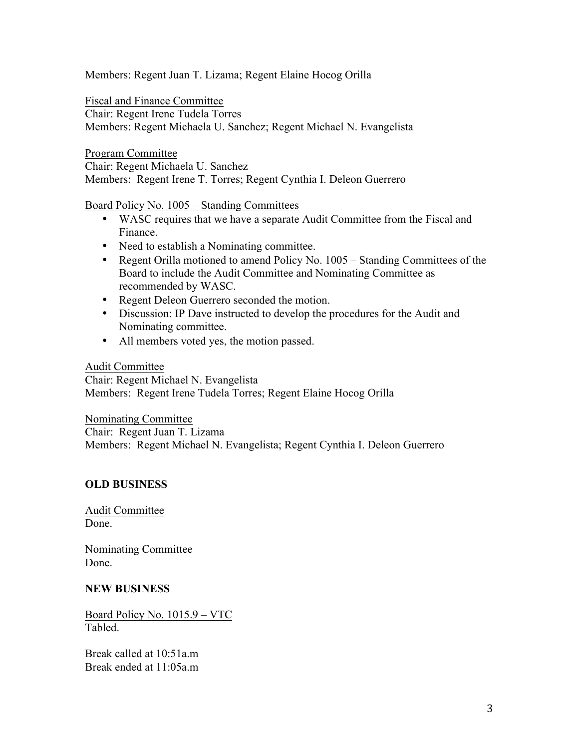Members: Regent Juan T. Lizama; Regent Elaine Hocog Orilla

Fiscal and Finance Committee
Chair: Regent Irene Tudela Torres
Members: Regent Michaela U. Sanchez; Regent Michael N. Evangelista

Program Committee
Chair: Regent Michaela U. Sanchez
Members: Regent Irene T. Torres; Regent Cynthia I. Deleon Guerrero

Board Policy No. 1005 – Standing Committees

- WASC requires that we have a separate Audit Committee from the Fiscal and Finance.
- Need to establish a Nominating committee.
- Regent Orilla motioned to amend Policy No. 1005 – Standing Committees of the Board to include the Audit Committee and Nominating Committee as recommended by WASC.
- Regent Deleon Guerrero seconded the motion.
- Discussion: IP Dave instructed to develop the procedures for the Audit and Nominating committee.
- All members voted yes, the motion passed.

Audit Committee
Chair: Regent Michael N. Evangelista
Members: Regent Irene Tudela Torres; Regent Elaine Hocog Orilla

Nominating Committee
Chair: Regent Juan T. Lizama
Members: Regent Michael N. Evangelista; Regent Cynthia I. Deleon Guerrero

**OLD BUSINESS**

Audit Committee
Done.

Nominating Committee
Done.

**NEW BUSINESS**

Board Policy No. 1015.9 – VTC
Tabled.

Break called at 10:51a.m
Break ended at 11:05a.m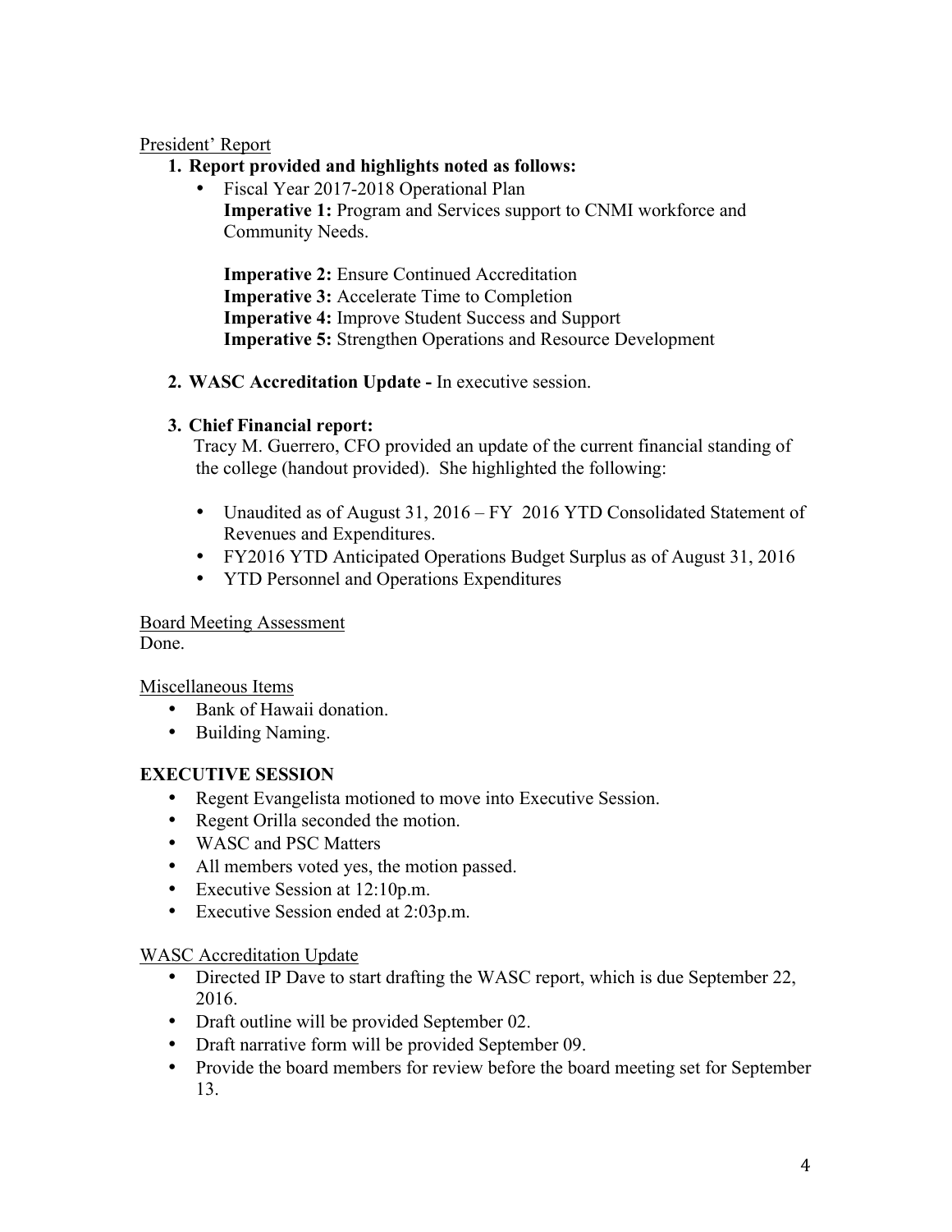President' Report

1. **Report provided and highlights noted as follows:**
   - Fiscal Year 2017-2018 Operational Plan
     **Imperative 1:** Program and Services support to CNMI workforce and Community Needs.

     **Imperative 2:** Ensure Continued Accreditation
     **Imperative 3:** Accelerate Time to Completion
     **Imperative 4:** Improve Student Success and Support
     **Imperative 5:** Strengthen Operations and Resource Development

2. **WASC Accreditation Update -** In executive session.

3. **Chief Financial report:**
   Tracy M. Guerrero, CFO provided an update of the current financial standing of the college (handout provided). She highlighted the following:

   - Unaudited as of August 31, 2016 – FY 2016 YTD Consolidated Statement of Revenues and Expenditures.
   - FY2016 YTD Anticipated Operations Budget Surplus as of August 31, 2016
   - YTD Personnel and Operations Expenditures

Board Meeting Assessment
Done.

Miscellaneous Items

- Bank of Hawaii donation.
- Building Naming.

**EXECUTIVE SESSION**

- Regent Evangelista motioned to move into Executive Session.
- Regent Orilla seconded the motion.
- WASC and PSC Matters
- All members voted yes, the motion passed.
- Executive Session at 12:10p.m.
- Executive Session ended at 2:03p.m.

WASC Accreditation Update

- Directed IP Dave to start drafting the WASC report, which is due September 22, 2016.
- Draft outline will be provided September 02.
- Draft narrative form will be provided September 09.
- Provide the board members for review before the board meeting set for September 13.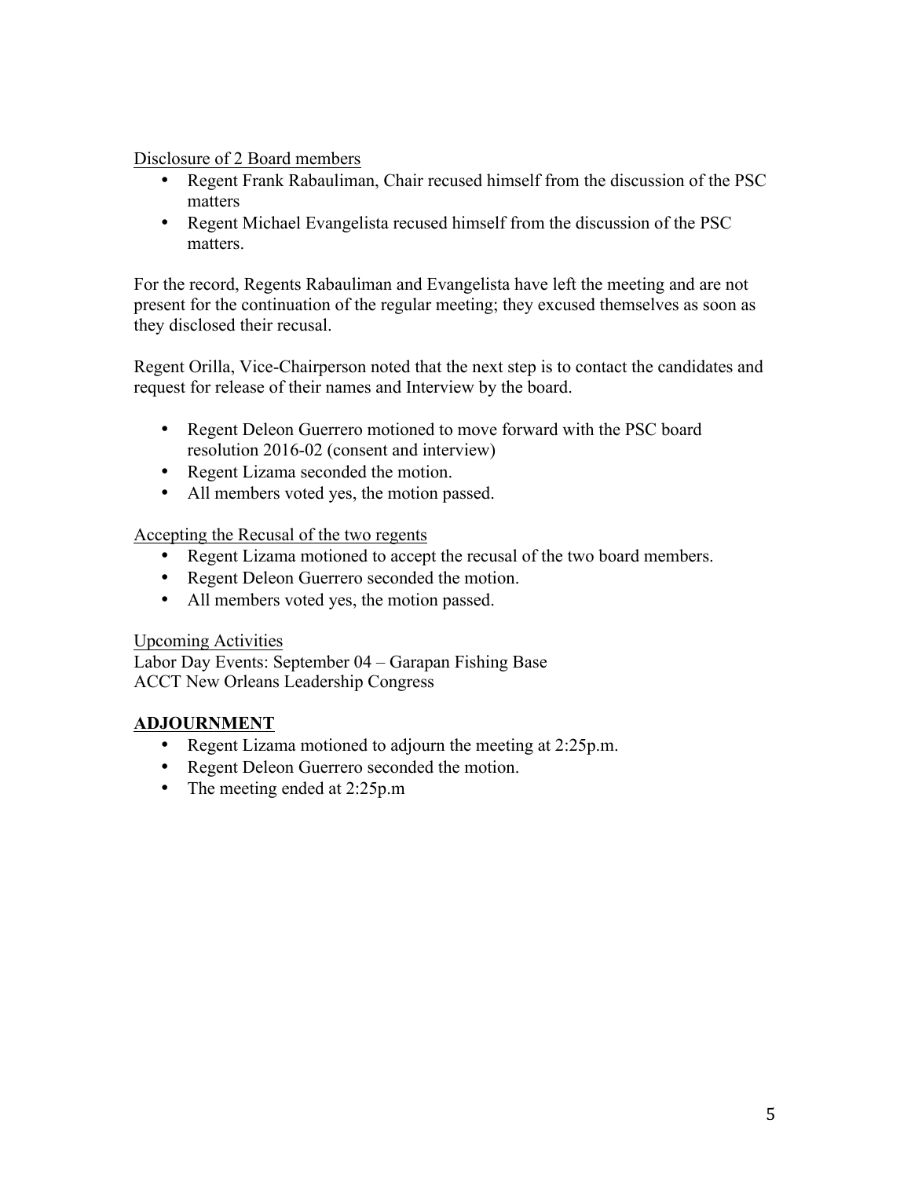<u>Disclosure of 2 Board members</u>

- Regent Frank Rabauliman, Chair recused himself from the discussion of the PSC matters
- Regent Michael Evangelista recused himself from the discussion of the PSC matters.

For the record, Regents Rabauliman and Evangelista have left the meeting and are not present for the continuation of the regular meeting; they excused themselves as soon as they disclosed their recusal.

Regent Orilla, Vice-Chairperson noted that the next step is to contact the candidates and request for release of their names and Interview by the board.

- Regent Deleon Guerrero motioned to move forward with the PSC board resolution 2016-02 (consent and interview)
- Regent Lizama seconded the motion.
- All members voted yes, the motion passed.

<u>Accepting the Recusal of the two regents</u>

- Regent Lizama motioned to accept the recusal of the two board members.
- Regent Deleon Guerrero seconded the motion.
- All members voted yes, the motion passed.

<u>Upcoming Activities</u>

Labor Day Events: September 04 – Garapan Fishing Base
ACCT New Orleans Leadership Congress

**<u>ADJOURNMENT</u>**

- Regent Lizama motioned to adjourn the meeting at 2:25p.m.
- Regent Deleon Guerrero seconded the motion.
- The meeting ended at 2:25p.m